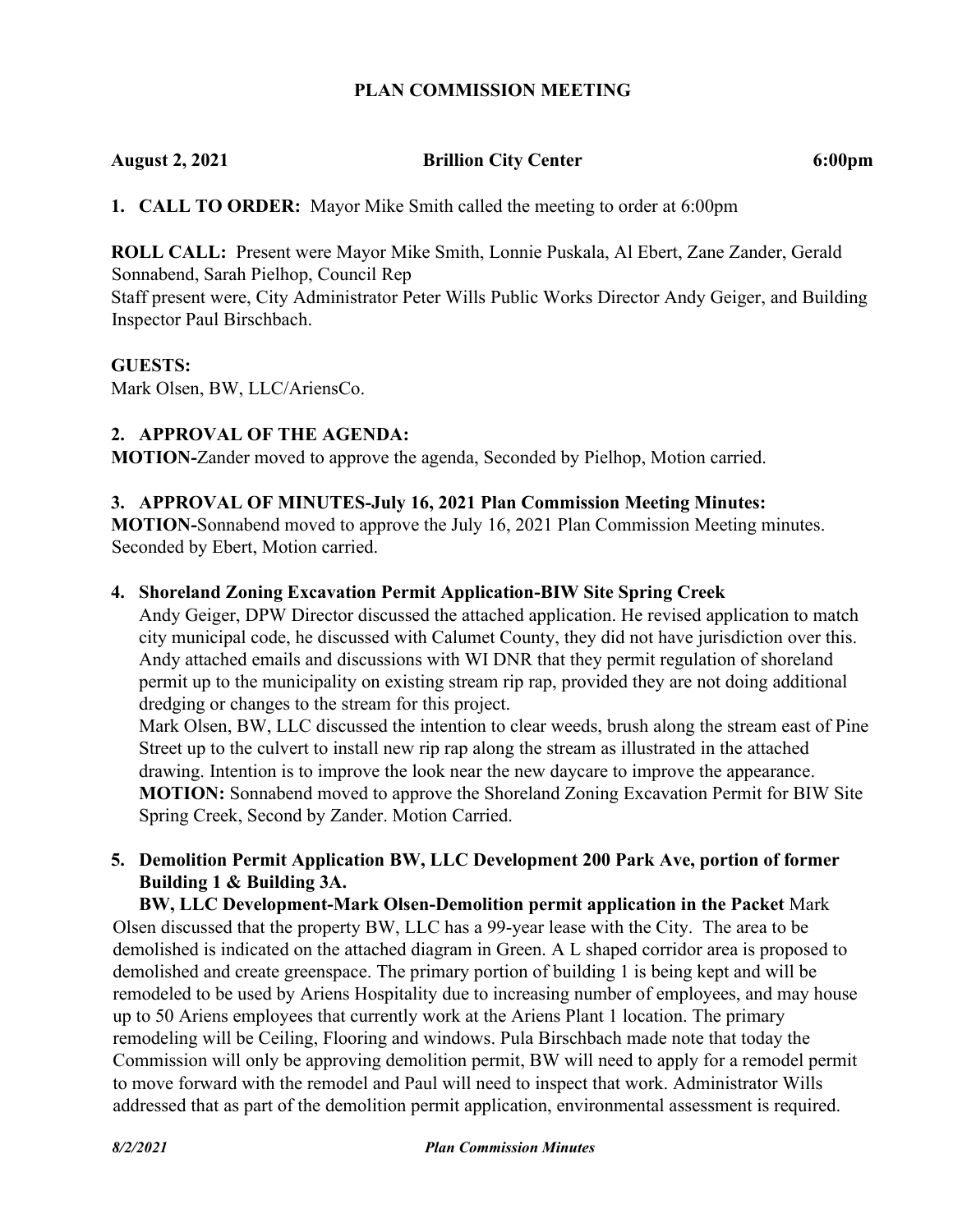# PLAN COMMISSION MEETING

**August 2, 2021** **Brillion City Center** **6:00pm**

**1. CALL TO ORDER:** Mayor Mike Smith called the meeting to order at 6:00pm

**ROLL CALL:** Present were Mayor Mike Smith, Lonnie Puskala, Al Ebert, Zane Zander, Gerald Sonnabend, Sarah Pielhop, Council Rep
Staff present were, City Administrator Peter Wills Public Works Director Andy Geiger, and Building Inspector Paul Birschbach.

**GUESTS:**
Mark Olsen, BW, LLC/AriensCo.

**2. APPROVAL OF THE AGENDA:**
**MOTION-**Zander moved to approve the agenda, Seconded by Pielhop, Motion carried.

**3. APPROVAL OF MINUTES-July 16, 2021 Plan Commission Meeting Minutes:**
**MOTION-**Sonnabend moved to approve the July 16, 2021 Plan Commission Meeting minutes. Seconded by Ebert, Motion carried.

**4. Shoreland Zoning Excavation Permit Application-BIW Site Spring Creek**

Andy Geiger, DPW Director discussed the attached application. He revised application to match city municipal code, he discussed with Calumet County, they did not have jurisdiction over this. Andy attached emails and discussions with WI DNR that they permit regulation of shoreland permit up to the municipality on existing stream rip rap, provided they are not doing additional dredging or changes to the stream for this project.

Mark Olsen, BW, LLC discussed the intention to clear weeds, brush along the stream east of Pine Street up to the culvert to install new rip rap along the stream as illustrated in the attached drawing. Intention is to improve the look near the new daycare to improve the appearance.

**MOTION:** Sonnabend moved to approve the Shoreland Zoning Excavation Permit for BIW Site Spring Creek, Second by Zander. Motion Carried.

**5. Demolition Permit Application BW, LLC Development 200 Park Ave, portion of former Building 1 & Building 3A.**

**BW, LLC Development-Mark Olsen-Demolition permit application in the Packet** Mark Olsen discussed that the property BW, LLC has a 99-year lease with the City. The area to be demolished is indicated on the attached diagram in Green. A L shaped corridor area is proposed to demolished and create greenspace. The primary portion of building 1 is being kept and will be remodeled to be used by Ariens Hospitality due to increasing number of employees, and may house up to 50 Ariens employees that currently work at the Ariens Plant 1 location. The primary remodeling will be Ceiling, Flooring and windows. Pula Birschbach made note that today the Commission will only be approving demolition permit, BW will need to apply for a remodel permit to move forward with the remodel and Paul will need to inspect that work. Administrator Wills addressed that as part of the demolition permit application, environmental assessment is required.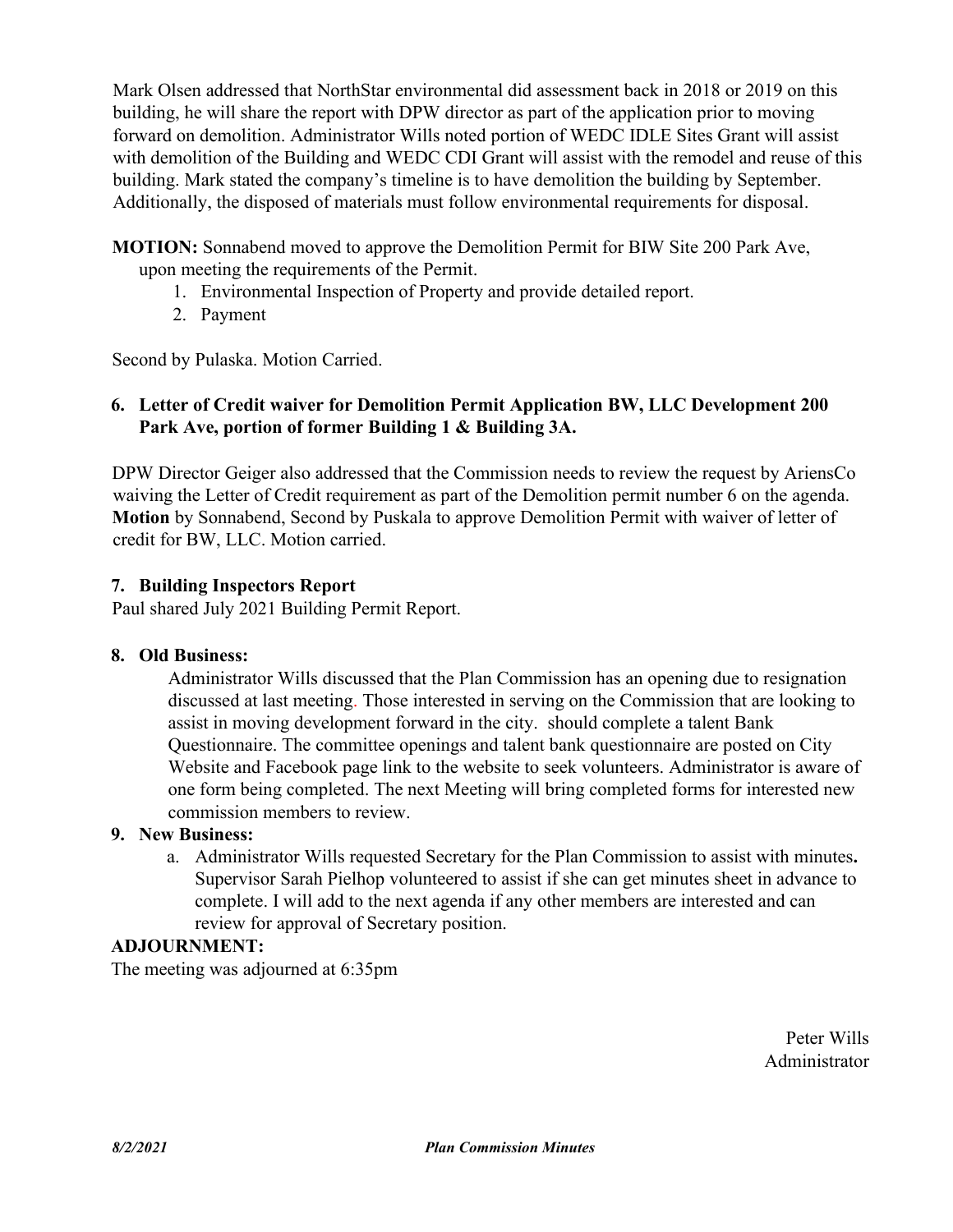Mark Olsen addressed that NorthStar environmental did assessment back in 2018 or 2019 on this building, he will share the report with DPW director as part of the application prior to moving forward on demolition. Administrator Wills noted portion of WEDC IDLE Sites Grant will assist with demolition of the Building and WEDC CDI Grant will assist with the remodel and reuse of this building. Mark stated the company's timeline is to have demolition the building by September. Additionally, the disposed of materials must follow environmental requirements for disposal.

**MOTION:** Sonnabend moved to approve the Demolition Permit for BIW Site 200 Park Ave, upon meeting the requirements of the Permit.

1. Environmental Inspection of Property and provide detailed report.
2. Payment

Second by Pulaska. Motion Carried.

**6. Letter of Credit waiver for Demolition Permit Application BW, LLC Development 200 Park Ave, portion of former Building 1 & Building 3A.**

DPW Director Geiger also addressed that the Commission needs to review the request by AriensCo waiving the Letter of Credit requirement as part of the Demolition permit number 6 on the agenda. **Motion** by Sonnabend, Second by Puskala to approve Demolition Permit with waiver of letter of credit for BW, LLC. Motion carried.

**7. Building Inspectors Report**

Paul shared July 2021 Building Permit Report.

**8. Old Business:**

Administrator Wills discussed that the Plan Commission has an opening due to resignation discussed at last meeting. Those interested in serving on the Commission that are looking to assist in moving development forward in the city. should complete a talent Bank Questionnaire. The committee openings and talent bank questionnaire are posted on City Website and Facebook page link to the website to seek volunteers. Administrator is aware of one form being completed. The next Meeting will bring completed forms for interested new commission members to review.

**9. New Business:**

a. Administrator Wills requested Secretary for the Plan Commission to assist with minutes**.** Supervisor Sarah Pielhop volunteered to assist if she can get minutes sheet in advance to complete. I will add to the next agenda if any other members are interested and can review for approval of Secretary position.

**ADJOURNMENT:**

The meeting was adjourned at 6:35pm

Peter Wills
Administrator